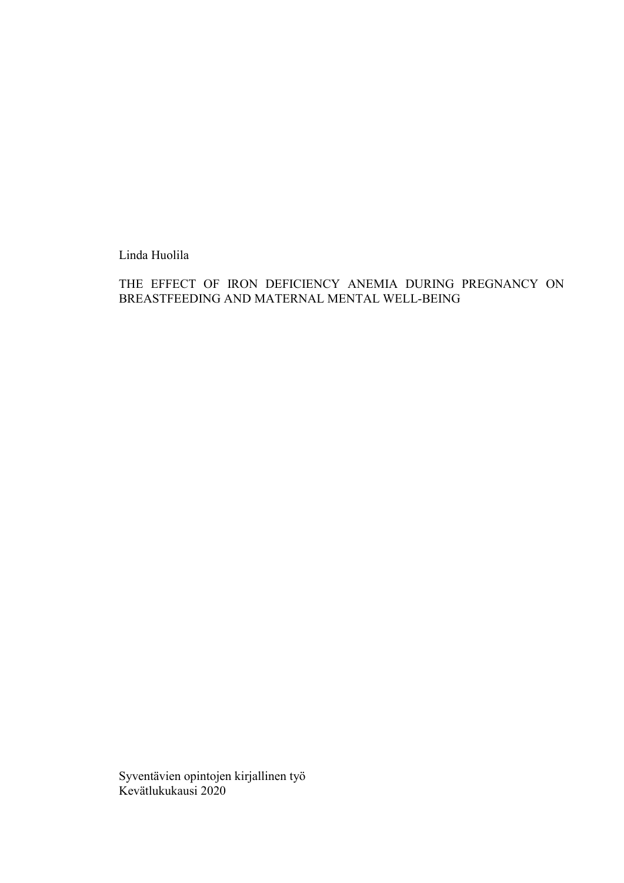Linda Huolila

# THE EFFECT OF IRON DEFICIENCY ANEMIA DURING PREGNANCY ON BREASTFEEDING AND MATERNAL MENTAL WELL-BEING

Syventävien opintojen kirjallinen työ
Kevätlukukausi 2020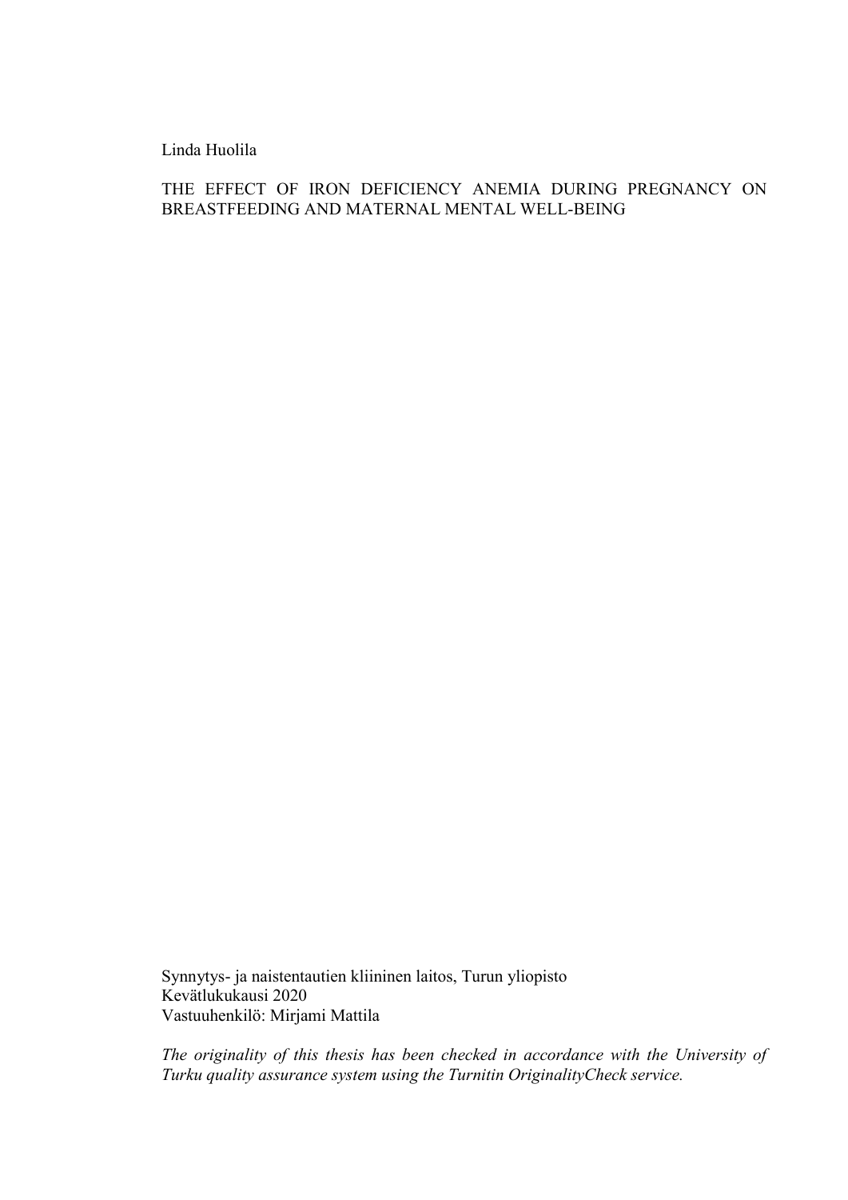Linda Huolila

THE EFFECT OF IRON DEFICIENCY ANEMIA DURING PREGNANCY ON BREASTFEEDING AND MATERNAL MENTAL WELL-BEING

Synnytys- ja naistentautien kliininen laitos, Turun yliopisto  
Kevätlukukausi 2020  
Vastuuhenkilö: Mirjami Mattila

*The originality of this thesis has been checked in accordance with the University of Turku quality assurance system using the Turnitin OriginalityCheck service.*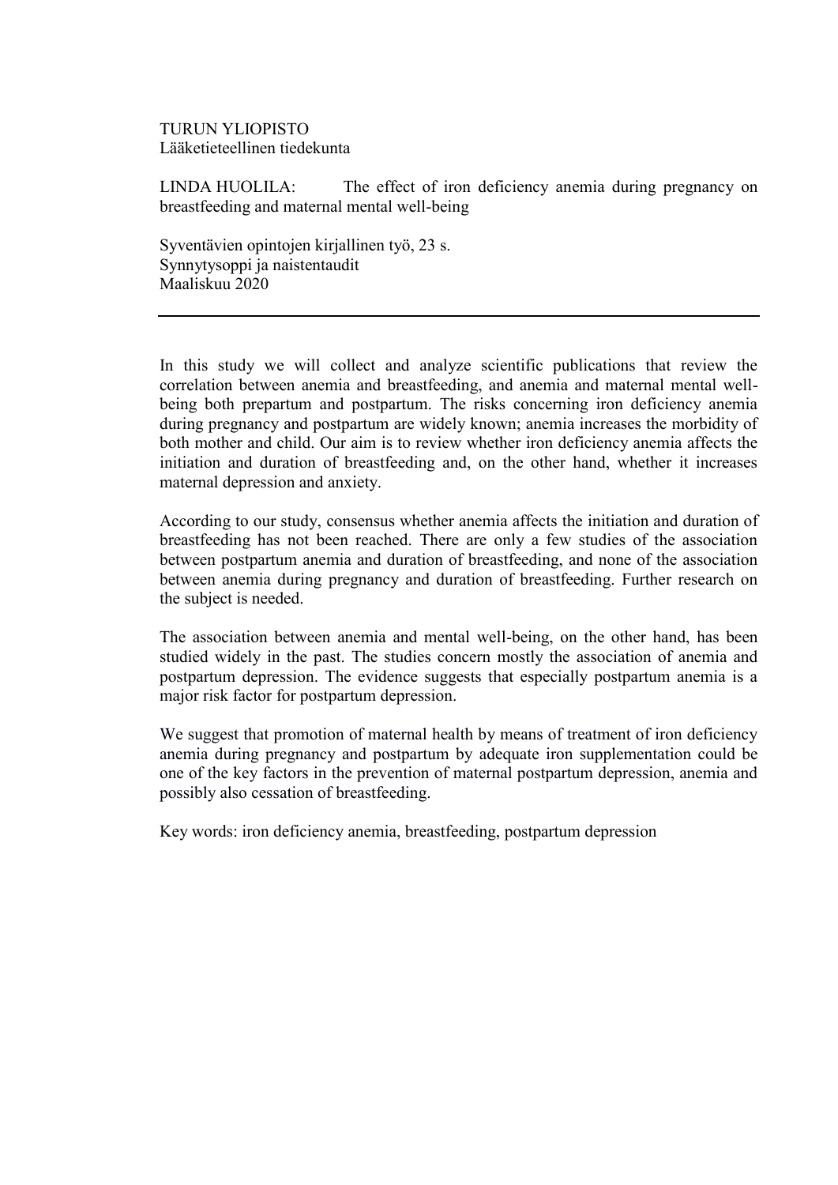TURUN YLIOPISTO
Lääketieteellinen tiedekunta

LINDA HUOLILA: The effect of iron deficiency anemia during pregnancy on breastfeeding and maternal mental well-being

Syventävien opintojen kirjallinen työ, 23 s.
Synnytysoppi ja naistentaudit
Maaliskuu 2020

---

In this study we will collect and analyze scientific publications that review the correlation between anemia and breastfeeding, and anemia and maternal mental well-being both prepartum and postpartum. The risks concerning iron deficiency anemia during pregnancy and postpartum are widely known; anemia increases the morbidity of both mother and child. Our aim is to review whether iron deficiency anemia affects the initiation and duration of breastfeeding and, on the other hand, whether it increases maternal depression and anxiety.

According to our study, consensus whether anemia affects the initiation and duration of breastfeeding has not been reached. There are only a few studies of the association between postpartum anemia and duration of breastfeeding, and none of the association between anemia during pregnancy and duration of breastfeeding. Further research on the subject is needed.

The association between anemia and mental well-being, on the other hand, has been studied widely in the past. The studies concern mostly the association of anemia and postpartum depression. The evidence suggests that especially postpartum anemia is a major risk factor for postpartum depression.

We suggest that promotion of maternal health by means of treatment of iron deficiency anemia during pregnancy and postpartum by adequate iron supplementation could be one of the key factors in the prevention of maternal postpartum depression, anemia and possibly also cessation of breastfeeding.

Key words: iron deficiency anemia, breastfeeding, postpartum depression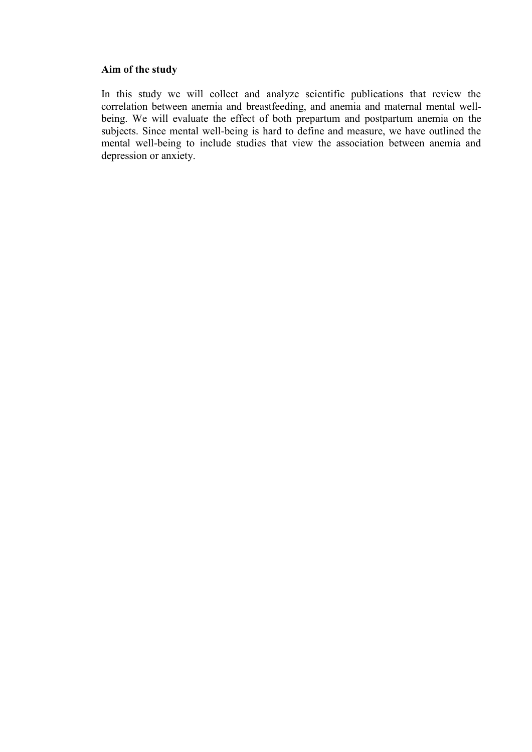**Aim of the study**

In this study we will collect and analyze scientific publications that review the correlation between anemia and breastfeeding, and anemia and maternal mental well-being. We will evaluate the effect of both prepartum and postpartum anemia on the subjects. Since mental well-being is hard to define and measure, we have outlined the mental well-being to include studies that view the association between anemia and depression or anxiety.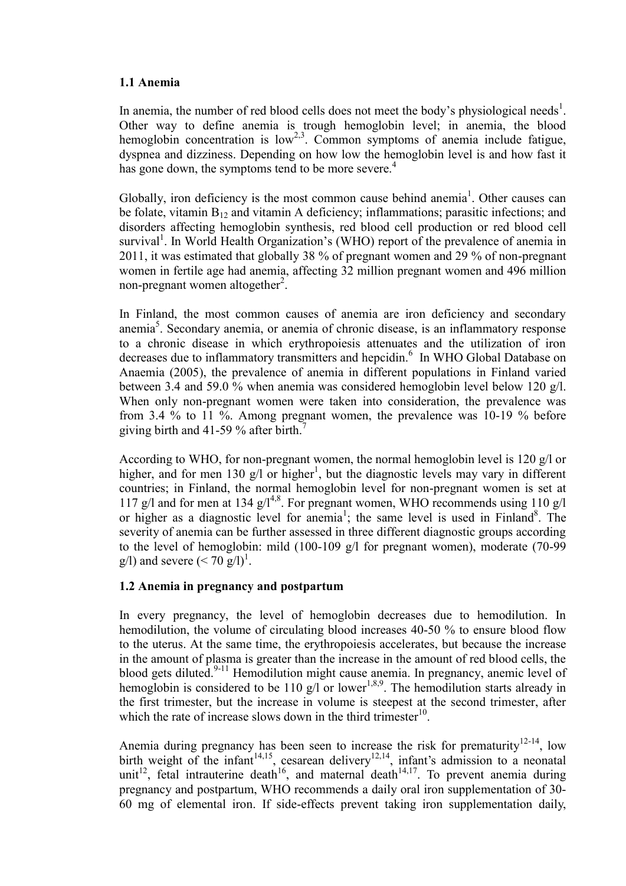## 1.1 Anemia

In anemia, the number of red blood cells does not meet the body's physiological needs[1]. Other way to define anemia is trough hemoglobin level; in anemia, the blood hemoglobin concentration is low[2,3]. Common symptoms of anemia include fatigue, dyspnea and dizziness. Depending on how low the hemoglobin level is and how fast it has gone down, the symptoms tend to be more severe.[4]

Globally, iron deficiency is the most common cause behind anemia[1]. Other causes can be folate, vitamin $B_{12}$ and vitamin A deficiency; inflammations; parasitic infections; and disorders affecting hemoglobin synthesis, red blood cell production or red blood cell survival[1]. In World Health Organization's (WHO) report of the prevalence of anemia in 2011, it was estimated that globally 38 % of pregnant women and 29 % of non-pregnant women in fertile age had anemia, affecting 32 million pregnant women and 496 million non-pregnant women altogether[2].

In Finland, the most common causes of anemia are iron deficiency and secondary anemia[5]. Secondary anemia, or anemia of chronic disease, is an inflammatory response to a chronic disease in which erythropoiesis attenuates and the utilization of iron decreases due to inflammatory transmitters and hepcidin.[6] In WHO Global Database on Anaemia (2005), the prevalence of anemia in different populations in Finland varied between 3.4 and 59.0 % when anemia was considered hemoglobin level below 120 g/l. When only non-pregnant women were taken into consideration, the prevalence was from 3.4 % to 11 %. Among pregnant women, the prevalence was 10-19 % before giving birth and 41-59 % after birth.[7]

According to WHO, for non-pregnant women, the normal hemoglobin level is 120 g/l or higher, and for men 130 g/l or higher[1], but the diagnostic levels may vary in different countries; in Finland, the normal hemoglobin level for non-pregnant women is set at 117 g/l and for men at 134 g/l[4,8]. For pregnant women, WHO recommends using 110 g/l or higher as a diagnostic level for anemia[1]; the same level is used in Finland[8]. The severity of anemia can be further assessed in three different diagnostic groups according to the level of hemoglobin: mild (100-109 g/l for pregnant women), moderate (70-99 g/l) and severe (< 70 g/l)[1].

## 1.2 Anemia in pregnancy and postpartum

In every pregnancy, the level of hemoglobin decreases due to hemodilution. In hemodilution, the volume of circulating blood increases 40-50 % to ensure blood flow to the uterus. At the same time, the erythropoiesis accelerates, but because the increase in the amount of plasma is greater than the increase in the amount of red blood cells, the blood gets diluted.[9-11] Hemodilution might cause anemia. In pregnancy, anemic level of hemoglobin is considered to be 110 g/l or lower[1,8,9]. The hemodilution starts already in the first trimester, but the increase in volume is steepest at the second trimester, after which the rate of increase slows down in the third trimester[10].

Anemia during pregnancy has been seen to increase the risk for prematurity[12-14], low birth weight of the infant[14,15], cesarean delivery[12,14], infant's admission to a neonatal unit[12], fetal intrauterine death[16], and maternal death[14,17]. To prevent anemia during pregnancy and postpartum, WHO recommends a daily oral iron supplementation of 30-60 mg of elemental iron. If side-effects prevent taking iron supplementation daily,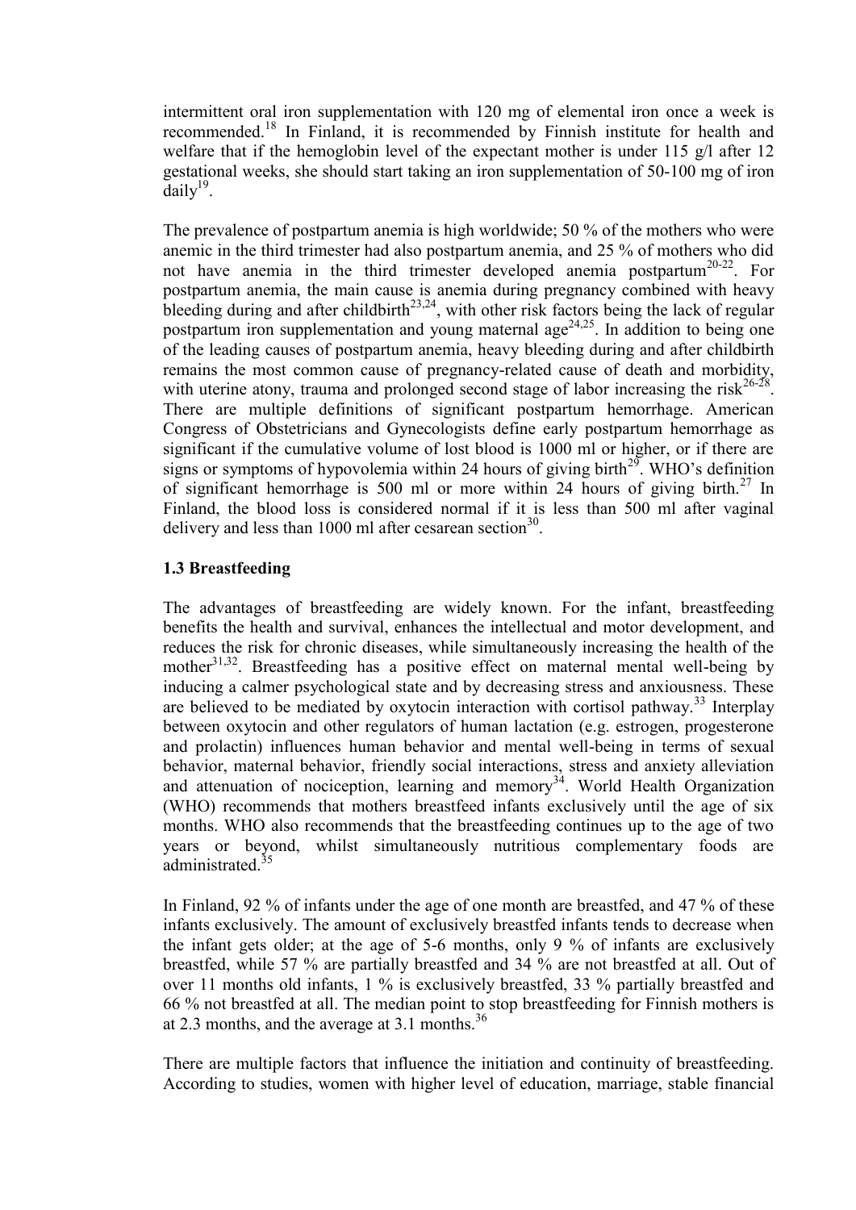intermittent oral iron supplementation with 120 mg of elemental iron once a week is recommended.[18] In Finland, it is recommended by Finnish institute for health and welfare that if the hemoglobin level of the expectant mother is under 115 g/l after 12 gestational weeks, she should start taking an iron supplementation of 50-100 mg of iron daily[19].

The prevalence of postpartum anemia is high worldwide; 50 % of the mothers who were anemic in the third trimester had also postpartum anemia, and 25 % of mothers who did not have anemia in the third trimester developed anemia postpartum[20-22]. For postpartum anemia, the main cause is anemia during pregnancy combined with heavy bleeding during and after childbirth[23,24], with other risk factors being the lack of regular postpartum iron supplementation and young maternal age[24,25]. In addition to being one of the leading causes of postpartum anemia, heavy bleeding during and after childbirth remains the most common cause of pregnancy-related cause of death and morbidity, with uterine atony, trauma and prolonged second stage of labor increasing the risk[26-28]. There are multiple definitions of significant postpartum hemorrhage. American Congress of Obstetricians and Gynecologists define early postpartum hemorrhage as significant if the cumulative volume of lost blood is 1000 ml or higher, or if there are signs or symptoms of hypovolemia within 24 hours of giving birth[29]. WHO's definition of significant hemorrhage is 500 ml or more within 24 hours of giving birth.[27] In Finland, the blood loss is considered normal if it is less than 500 ml after vaginal delivery and less than 1000 ml after cesarean section[30].

### 1.3 Breastfeeding

The advantages of breastfeeding are widely known. For the infant, breastfeeding benefits the health and survival, enhances the intellectual and motor development, and reduces the risk for chronic diseases, while simultaneously increasing the health of the mother[31,32]. Breastfeeding has a positive effect on maternal mental well-being by inducing a calmer psychological state and by decreasing stress and anxiousness. These are believed to be mediated by oxytocin interaction with cortisol pathway.[33] Interplay between oxytocin and other regulators of human lactation (e.g. estrogen, progesterone and prolactin) influences human behavior and mental well-being in terms of sexual behavior, maternal behavior, friendly social interactions, stress and anxiety alleviation and attenuation of nociception, learning and memory[34]. World Health Organization (WHO) recommends that mothers breastfeed infants exclusively until the age of six months. WHO also recommends that the breastfeeding continues up to the age of two years or beyond, whilst simultaneously nutritious complementary foods are administrated.[35]

In Finland, 92 % of infants under the age of one month are breastfed, and 47 % of these infants exclusively. The amount of exclusively breastfed infants tends to decrease when the infant gets older; at the age of 5-6 months, only 9 % of infants are exclusively breastfed, while 57 % are partially breastfed and 34 % are not breastfed at all. Out of over 11 months old infants, 1 % is exclusively breastfed, 33 % partially breastfed and 66 % not breastfed at all. The median point to stop breastfeeding for Finnish mothers is at 2.3 months, and the average at 3.1 months.[36]

There are multiple factors that influence the initiation and continuity of breastfeeding. According to studies, women with higher level of education, marriage, stable financial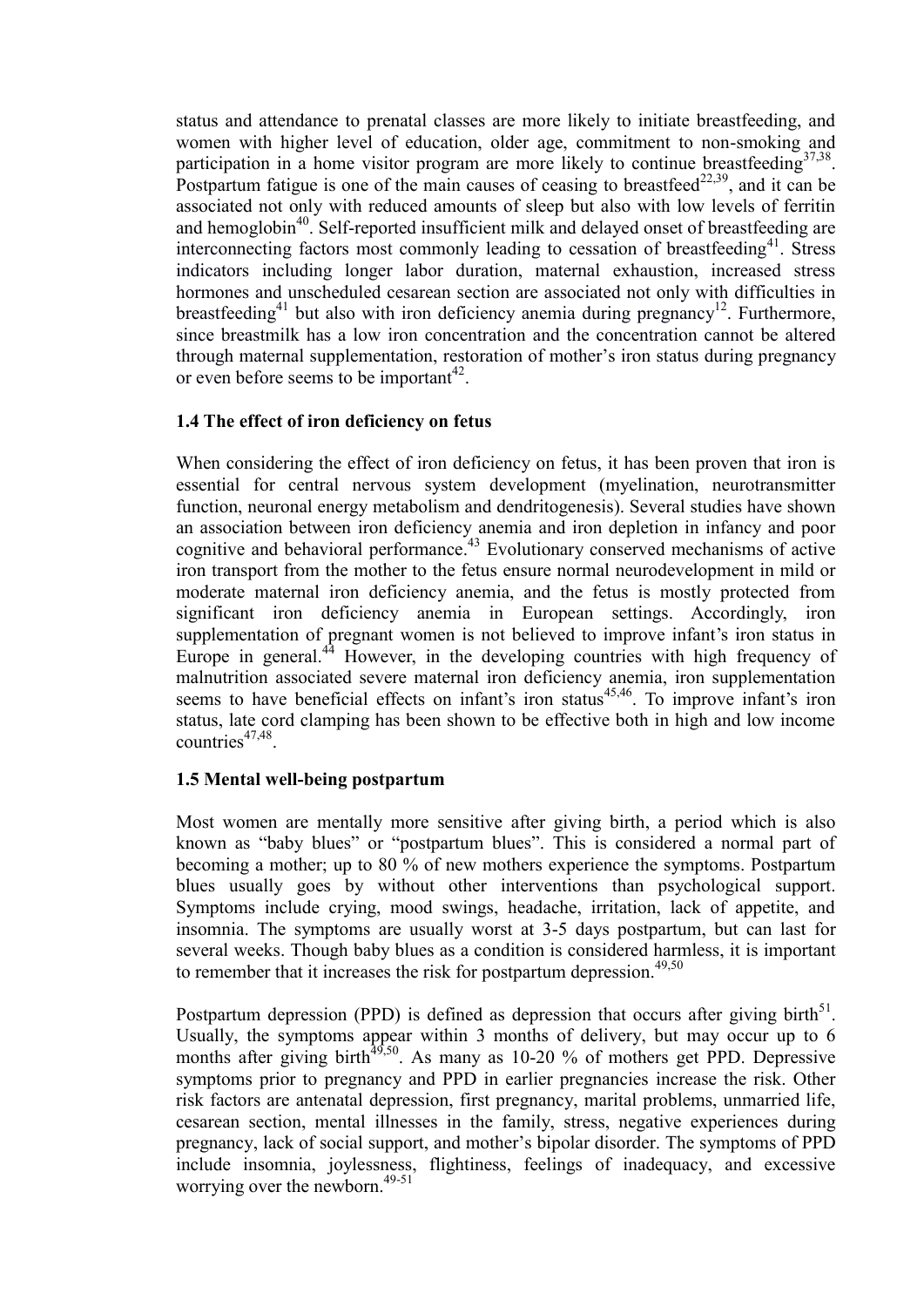status and attendance to prenatal classes are more likely to initiate breastfeeding, and women with higher level of education, older age, commitment to non-smoking and participation in a home visitor program are more likely to continue breastfeeding[37,38]. Postpartum fatigue is one of the main causes of ceasing to breastfeed[22,39], and it can be associated not only with reduced amounts of sleep but also with low levels of ferritin and hemoglobin[40]. Self-reported insufficient milk and delayed onset of breastfeeding are interconnecting factors most commonly leading to cessation of breastfeeding[41]. Stress indicators including longer labor duration, maternal exhaustion, increased stress hormones and unscheduled cesarean section are associated not only with difficulties in breastfeeding[41] but also with iron deficiency anemia during pregnancy[12]. Furthermore, since breastmilk has a low iron concentration and the concentration cannot be altered through maternal supplementation, restoration of mother's iron status during pregnancy or even before seems to be important[42].

### 1.4 The effect of iron deficiency on fetus

When considering the effect of iron deficiency on fetus, it has been proven that iron is essential for central nervous system development (myelination, neurotransmitter function, neuronal energy metabolism and dendritogenesis). Several studies have shown an association between iron deficiency anemia and iron depletion in infancy and poor cognitive and behavioral performance.[43] Evolutionary conserved mechanisms of active iron transport from the mother to the fetus ensure normal neurodevelopment in mild or moderate maternal iron deficiency anemia, and the fetus is mostly protected from significant iron deficiency anemia in European settings. Accordingly, iron supplementation of pregnant women is not believed to improve infant's iron status in Europe in general.[44] However, in the developing countries with high frequency of malnutrition associated severe maternal iron deficiency anemia, iron supplementation seems to have beneficial effects on infant's iron status[45,46]. To improve infant's iron status, late cord clamping has been shown to be effective both in high and low income countries[47,48].

### 1.5 Mental well-being postpartum

Most women are mentally more sensitive after giving birth, a period which is also known as "baby blues" or "postpartum blues". This is considered a normal part of becoming a mother; up to 80 % of new mothers experience the symptoms. Postpartum blues usually goes by without other interventions than psychological support. Symptoms include crying, mood swings, headache, irritation, lack of appetite, and insomnia. The symptoms are usually worst at 3-5 days postpartum, but can last for several weeks. Though baby blues as a condition is considered harmless, it is important to remember that it increases the risk for postpartum depression.[49,50]

Postpartum depression (PPD) is defined as depression that occurs after giving birth[51]. Usually, the symptoms appear within 3 months of delivery, but may occur up to 6 months after giving birth[49,50]. As many as 10-20 % of mothers get PPD. Depressive symptoms prior to pregnancy and PPD in earlier pregnancies increase the risk. Other risk factors are antenatal depression, first pregnancy, marital problems, unmarried life, cesarean section, mental illnesses in the family, stress, negative experiences during pregnancy, lack of social support, and mother's bipolar disorder. The symptoms of PPD include insomnia, joylessness, flightiness, feelings of inadequacy, and excessive worrying over the newborn.[49-51]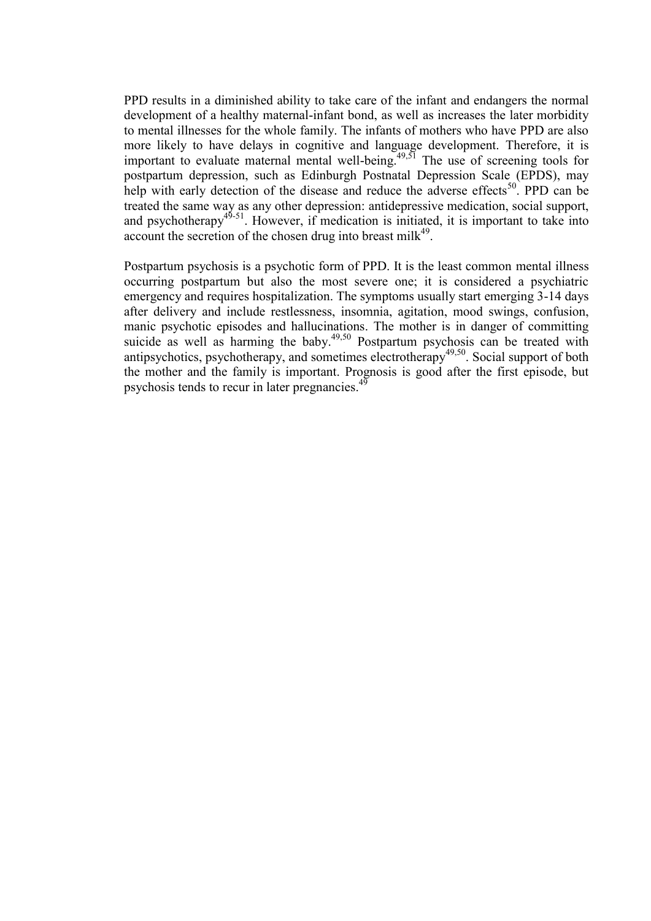PPD results in a diminished ability to take care of the infant and endangers the normal development of a healthy maternal-infant bond, as well as increases the later morbidity to mental illnesses for the whole family. The infants of mothers who have PPD are also more likely to have delays in cognitive and language development. Therefore, it is important to evaluate maternal mental well-being.[49,51] The use of screening tools for postpartum depression, such as Edinburgh Postnatal Depression Scale (EPDS), may help with early detection of the disease and reduce the adverse effects[50]. PPD can be treated the same way as any other depression: antidepressive medication, social support, and psychotherapy[49-51]. However, if medication is initiated, it is important to take into account the secretion of the chosen drug into breast milk[49].

Postpartum psychosis is a psychotic form of PPD. It is the least common mental illness occurring postpartum but also the most severe one; it is considered a psychiatric emergency and requires hospitalization. The symptoms usually start emerging 3-14 days after delivery and include restlessness, insomnia, agitation, mood swings, confusion, manic psychotic episodes and hallucinations. The mother is in danger of committing suicide as well as harming the baby.[49,50] Postpartum psychosis can be treated with antipsychotics, psychotherapy, and sometimes electrotherapy[49,50]. Social support of both the mother and the family is important. Prognosis is good after the first episode, but psychosis tends to recur in later pregnancies.[49]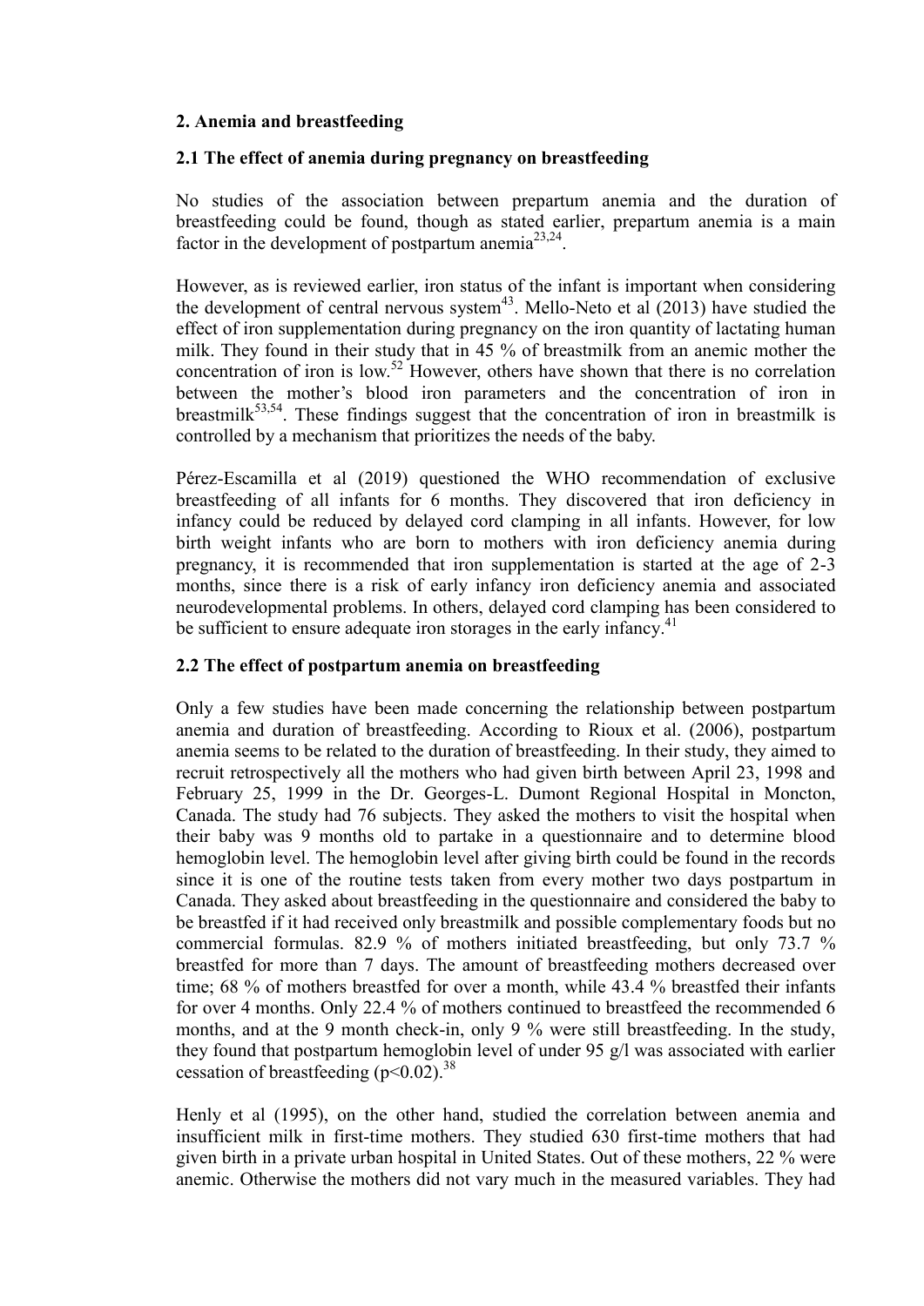## 2. Anemia and breastfeeding

### 2.1 The effect of anemia during pregnancy on breastfeeding

No studies of the association between prepartum anemia and the duration of breastfeeding could be found, though as stated earlier, prepartum anemia is a main factor in the development of postpartum anemia[23,24].

However, as is reviewed earlier, iron status of the infant is important when considering the development of central nervous system[43]. Mello-Neto et al (2013) have studied the effect of iron supplementation during pregnancy on the iron quantity of lactating human milk. They found in their study that in 45 % of breastmilk from an anemic mother the concentration of iron is low.[52] However, others have shown that there is no correlation between the mother's blood iron parameters and the concentration of iron in breastmilk[53,54]. These findings suggest that the concentration of iron in breastmilk is controlled by a mechanism that prioritizes the needs of the baby.

Pérez-Escamilla et al (2019) questioned the WHO recommendation of exclusive breastfeeding of all infants for 6 months. They discovered that iron deficiency in infancy could be reduced by delayed cord clamping in all infants. However, for low birth weight infants who are born to mothers with iron deficiency anemia during pregnancy, it is recommended that iron supplementation is started at the age of 2-3 months, since there is a risk of early infancy iron deficiency anemia and associated neurodevelopmental problems. In others, delayed cord clamping has been considered to be sufficient to ensure adequate iron storages in the early infancy.[41]

### 2.2 The effect of postpartum anemia on breastfeeding

Only a few studies have been made concerning the relationship between postpartum anemia and duration of breastfeeding. According to Rioux et al. (2006), postpartum anemia seems to be related to the duration of breastfeeding. In their study, they aimed to recruit retrospectively all the mothers who had given birth between April 23, 1998 and February 25, 1999 in the Dr. Georges-L. Dumont Regional Hospital in Moncton, Canada. The study had 76 subjects. They asked the mothers to visit the hospital when their baby was 9 months old to partake in a questionnaire and to determine blood hemoglobin level. The hemoglobin level after giving birth could be found in the records since it is one of the routine tests taken from every mother two days postpartum in Canada. They asked about breastfeeding in the questionnaire and considered the baby to be breastfed if it had received only breastmilk and possible complementary foods but no commercial formulas. 82.9 % of mothers initiated breastfeeding, but only 73.7 % breastfed for more than 7 days. The amount of breastfeeding mothers decreased over time; 68 % of mothers breastfed for over a month, while 43.4 % breastfed their infants for over 4 months. Only 22.4 % of mothers continued to breastfeed the recommended 6 months, and at the 9 month check-in, only 9 % were still breastfeeding. In the study, they found that postpartum hemoglobin level of under 95 g/l was associated with earlier cessation of breastfeeding ($p<0.02$).[38]

Henly et al (1995), on the other hand, studied the correlation between anemia and insufficient milk in first-time mothers. They studied 630 first-time mothers that had given birth in a private urban hospital in United States. Out of these mothers, 22 % were anemic. Otherwise the mothers did not vary much in the measured variables. They had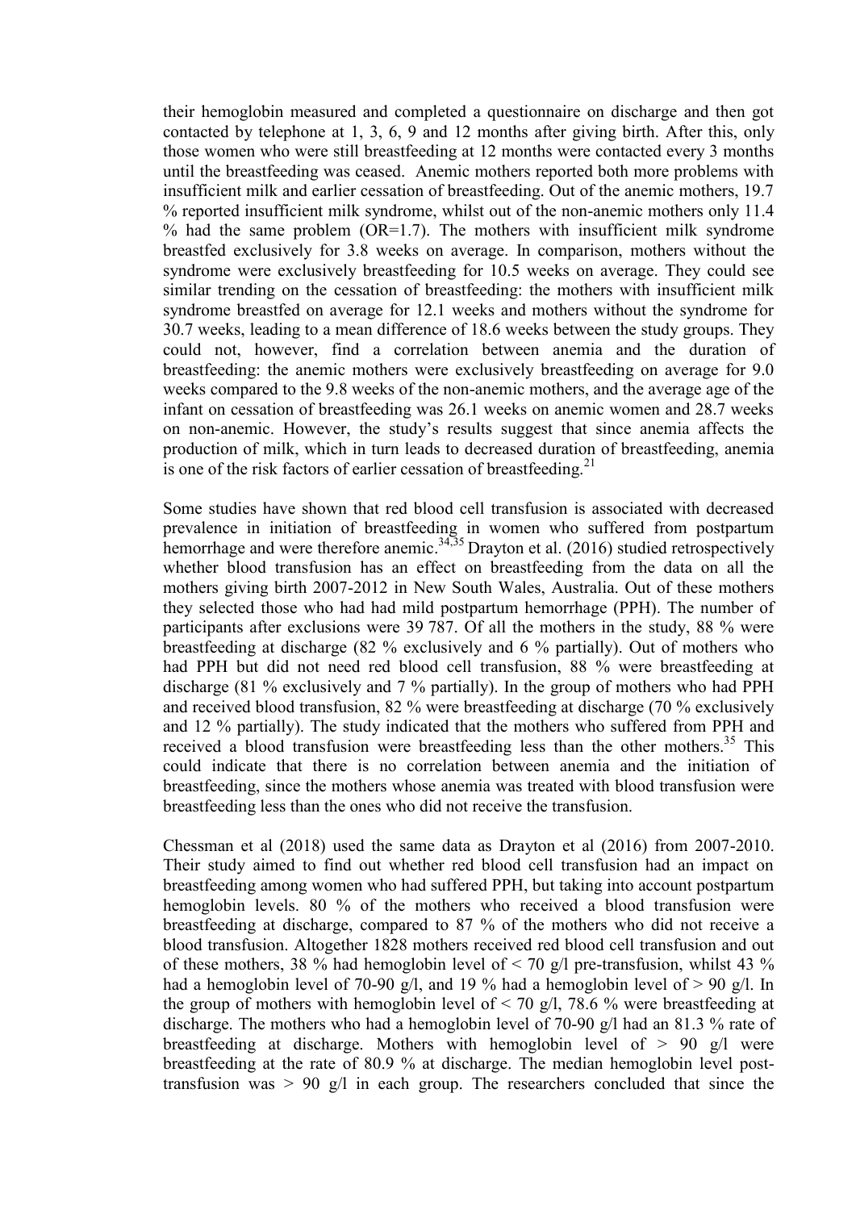their hemoglobin measured and completed a questionnaire on discharge and then got contacted by telephone at 1, 3, 6, 9 and 12 months after giving birth. After this, only those women who were still breastfeeding at 12 months were contacted every 3 months until the breastfeeding was ceased. Anemic mothers reported both more problems with insufficient milk and earlier cessation of breastfeeding. Out of the anemic mothers, 19.7 % reported insufficient milk syndrome, whilst out of the non-anemic mothers only 11.4 % had the same problem (OR=1.7). The mothers with insufficient milk syndrome breastfed exclusively for 3.8 weeks on average. In comparison, mothers without the syndrome were exclusively breastfeeding for 10.5 weeks on average. They could see similar trending on the cessation of breastfeeding: the mothers with insufficient milk syndrome breastfed on average for 12.1 weeks and mothers without the syndrome for 30.7 weeks, leading to a mean difference of 18.6 weeks between the study groups. They could not, however, find a correlation between anemia and the duration of breastfeeding: the anemic mothers were exclusively breastfeeding on average for 9.0 weeks compared to the 9.8 weeks of the non-anemic mothers, and the average age of the infant on cessation of breastfeeding was 26.1 weeks on anemic women and 28.7 weeks on non-anemic. However, the study's results suggest that since anemia affects the production of milk, which in turn leads to decreased duration of breastfeeding, anemia is one of the risk factors of earlier cessation of breastfeeding.[21]

Some studies have shown that red blood cell transfusion is associated with decreased prevalence in initiation of breastfeeding in women who suffered from postpartum hemorrhage and were therefore anemic.[34,35] Drayton et al. (2016) studied retrospectively whether blood transfusion has an effect on breastfeeding from the data on all the mothers giving birth 2007-2012 in New South Wales, Australia. Out of these mothers they selected those who had had mild postpartum hemorrhage (PPH). The number of participants after exclusions were 39 787. Of all the mothers in the study, 88 % were breastfeeding at discharge (82 % exclusively and 6 % partially). Out of mothers who had PPH but did not need red blood cell transfusion, 88 % were breastfeeding at discharge (81 % exclusively and 7 % partially). In the group of mothers who had PPH and received blood transfusion, 82 % were breastfeeding at discharge (70 % exclusively and 12 % partially). The study indicated that the mothers who suffered from PPH and received a blood transfusion were breastfeeding less than the other mothers.[35] This could indicate that there is no correlation between anemia and the initiation of breastfeeding, since the mothers whose anemia was treated with blood transfusion were breastfeeding less than the ones who did not receive the transfusion.

Chessman et al (2018) used the same data as Drayton et al (2016) from 2007-2010. Their study aimed to find out whether red blood cell transfusion had an impact on breastfeeding among women who had suffered PPH, but taking into account postpartum hemoglobin levels. 80 % of the mothers who received a blood transfusion were breastfeeding at discharge, compared to 87 % of the mothers who did not receive a blood transfusion. Altogether 1828 mothers received red blood cell transfusion and out of these mothers, 38 % had hemoglobin level of < 70 g/l pre-transfusion, whilst 43 % had a hemoglobin level of 70-90 g/l, and 19 % had a hemoglobin level of > 90 g/l. In the group of mothers with hemoglobin level of < 70 g/l, 78.6 % were breastfeeding at discharge. The mothers who had a hemoglobin level of 70-90 g/l had an 81.3 % rate of breastfeeding at discharge. Mothers with hemoglobin level of > 90 g/l were breastfeeding at the rate of 80.9 % at discharge. The median hemoglobin level post-transfusion was > 90 g/l in each group. The researchers concluded that since the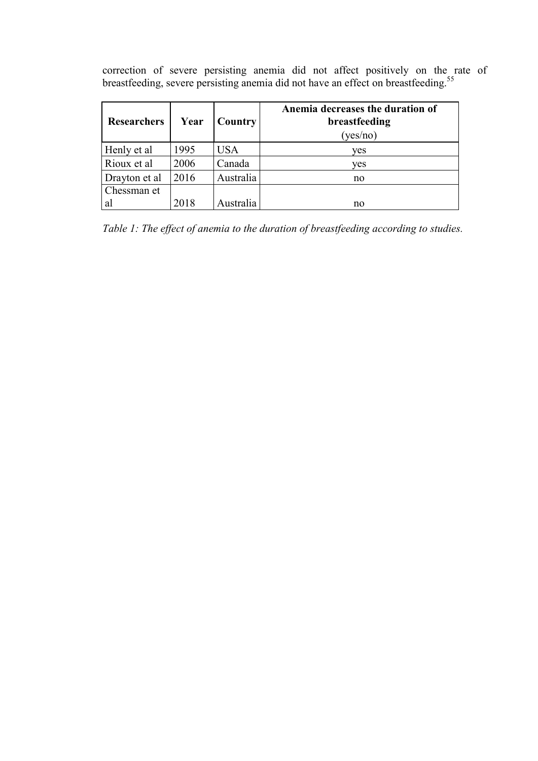correction of severe persisting anemia did not affect positively on the rate of breastfeeding, severe persisting anemia did not have an effect on breastfeeding.[55]

| **Researchers** | **Year** | **Country** | **Anemia decreases the duration of breastfeeding** (yes/no) |
|---|---|---|---|
| Henly et al | 1995 | USA | yes |
| Rioux et al | 2006 | Canada | yes |
| Drayton et al | 2016 | Australia | no |
| Chessman et al | 2018 | Australia | no |

*Table 1: The effect of anemia to the duration of breastfeeding according to studies.*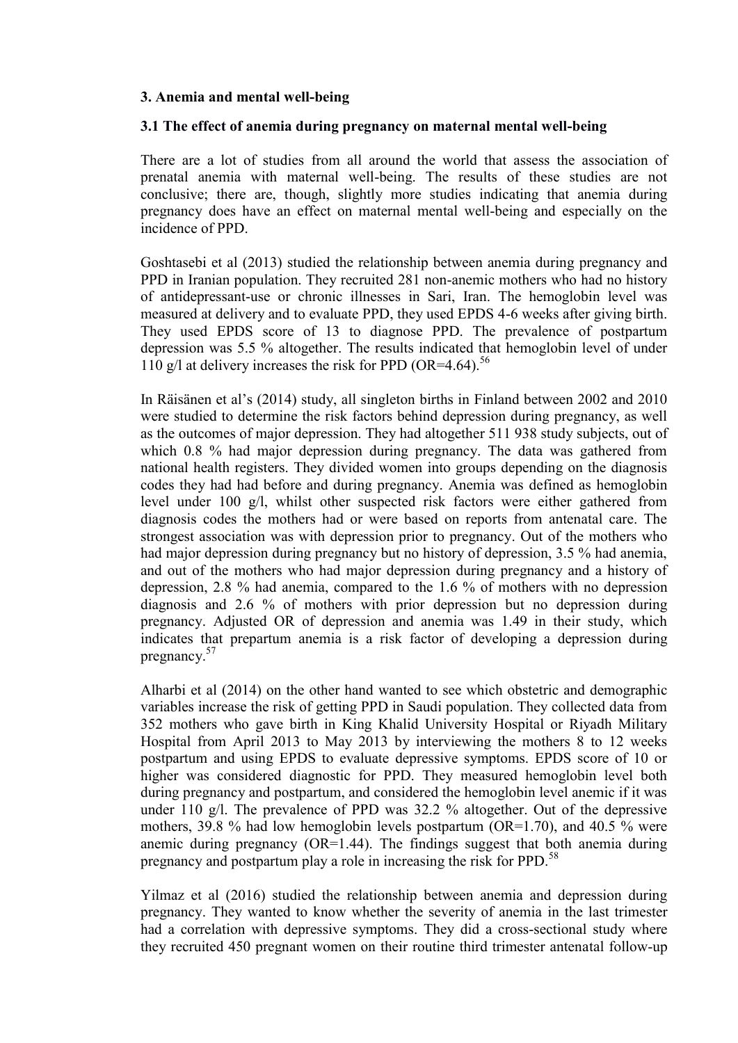## 3. Anemia and mental well-being

### 3.1 The effect of anemia during pregnancy on maternal mental well-being

There are a lot of studies from all around the world that assess the association of prenatal anemia with maternal well-being. The results of these studies are not conclusive; there are, though, slightly more studies indicating that anemia during pregnancy does have an effect on maternal mental well-being and especially on the incidence of PPD.

Goshtasebi et al (2013) studied the relationship between anemia during pregnancy and PPD in Iranian population. They recruited 281 non-anemic mothers who had no history of antidepressant-use or chronic illnesses in Sari, Iran. The hemoglobin level was measured at delivery and to evaluate PPD, they used EPDS 4-6 weeks after giving birth. They used EPDS score of 13 to diagnose PPD. The prevalence of postpartum depression was 5.5 % altogether. The results indicated that hemoglobin level of under 110 g/l at delivery increases the risk for PPD (OR=4.64).[56]

In Räisänen et al's (2014) study, all singleton births in Finland between 2002 and 2010 were studied to determine the risk factors behind depression during pregnancy, as well as the outcomes of major depression. They had altogether 511 938 study subjects, out of which 0.8 % had major depression during pregnancy. The data was gathered from national health registers. They divided women into groups depending on the diagnosis codes they had had before and during pregnancy. Anemia was defined as hemoglobin level under 100 g/l, whilst other suspected risk factors were either gathered from diagnosis codes the mothers had or were based on reports from antenatal care. The strongest association was with depression prior to pregnancy. Out of the mothers who had major depression during pregnancy but no history of depression, 3.5 % had anemia, and out of the mothers who had major depression during pregnancy and a history of depression, 2.8 % had anemia, compared to the 1.6 % of mothers with no depression diagnosis and 2.6 % of mothers with prior depression but no depression during pregnancy. Adjusted OR of depression and anemia was 1.49 in their study, which indicates that prepartum anemia is a risk factor of developing a depression during pregnancy.[57]

Alharbi et al (2014) on the other hand wanted to see which obstetric and demographic variables increase the risk of getting PPD in Saudi population. They collected data from 352 mothers who gave birth in King Khalid University Hospital or Riyadh Military Hospital from April 2013 to May 2013 by interviewing the mothers 8 to 12 weeks postpartum and using EPDS to evaluate depressive symptoms. EPDS score of 10 or higher was considered diagnostic for PPD. They measured hemoglobin level both during pregnancy and postpartum, and considered the hemoglobin level anemic if it was under 110 g/l. The prevalence of PPD was 32.2 % altogether. Out of the depressive mothers, 39.8 % had low hemoglobin levels postpartum (OR=1.70), and 40.5 % were anemic during pregnancy (OR=1.44). The findings suggest that both anemia during pregnancy and postpartum play a role in increasing the risk for PPD.[58]

Yilmaz et al (2016) studied the relationship between anemia and depression during pregnancy. They wanted to know whether the severity of anemia in the last trimester had a correlation with depressive symptoms. They did a cross-sectional study where they recruited 450 pregnant women on their routine third trimester antenatal follow-up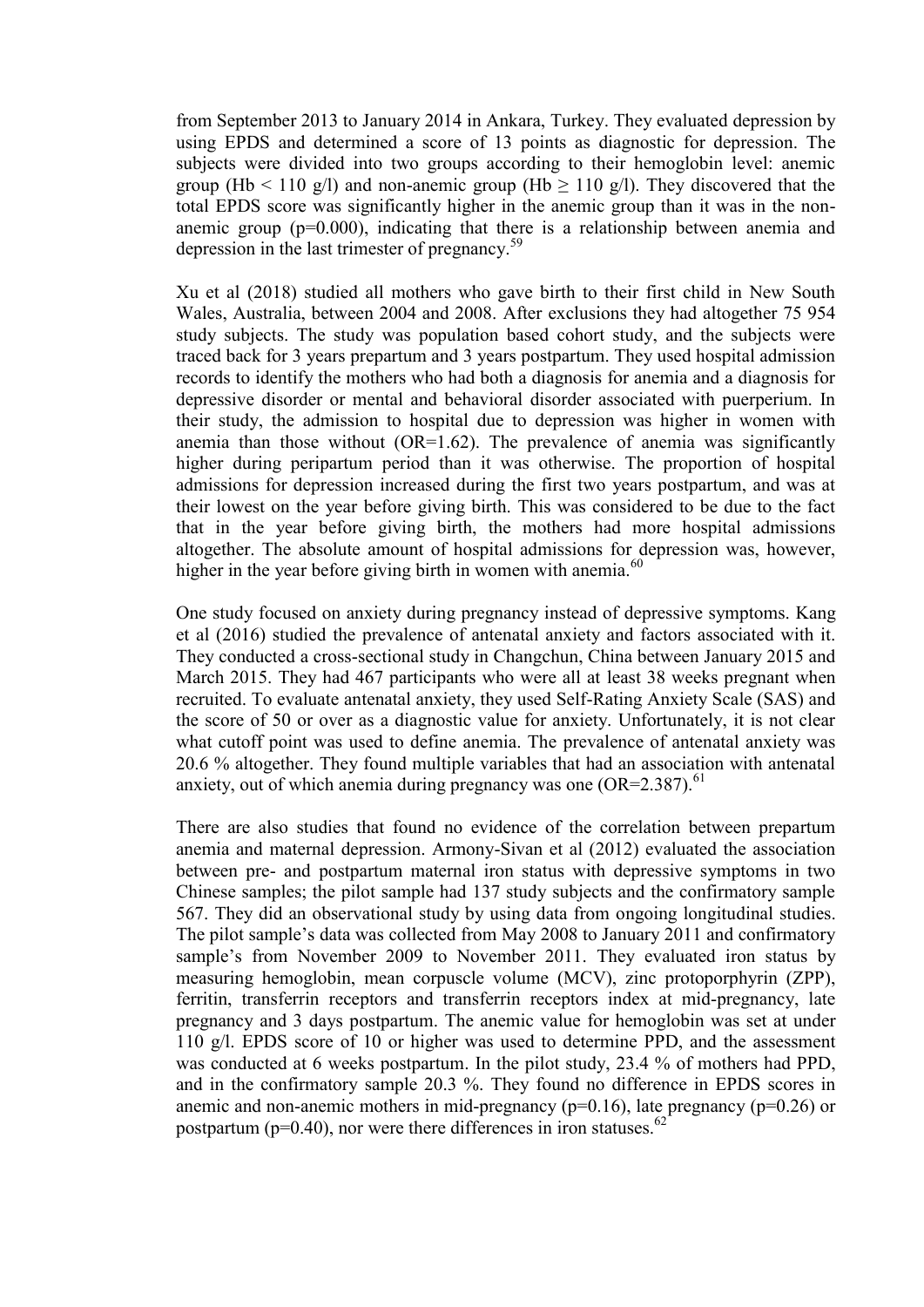from September 2013 to January 2014 in Ankara, Turkey. They evaluated depression by using EPDS and determined a score of 13 points as diagnostic for depression. The subjects were divided into two groups according to their hemoglobin level: anemic group (Hb < 110 g/l) and non-anemic group (Hb ≥ 110 g/l). They discovered that the total EPDS score was significantly higher in the anemic group than it was in the non-anemic group (p=0.000), indicating that there is a relationship between anemia and depression in the last trimester of pregnancy.[59]

Xu et al (2018) studied all mothers who gave birth to their first child in New South Wales, Australia, between 2004 and 2008. After exclusions they had altogether 75 954 study subjects. The study was population based cohort study, and the subjects were traced back for 3 years prepartum and 3 years postpartum. They used hospital admission records to identify the mothers who had both a diagnosis for anemia and a diagnosis for depressive disorder or mental and behavioral disorder associated with puerperium. In their study, the admission to hospital due to depression was higher in women with anemia than those without (OR=1.62). The prevalence of anemia was significantly higher during peripartum period than it was otherwise. The proportion of hospital admissions for depression increased during the first two years postpartum, and was at their lowest on the year before giving birth. This was considered to be due to the fact that in the year before giving birth, the mothers had more hospital admissions altogether. The absolute amount of hospital admissions for depression was, however, higher in the year before giving birth in women with anemia.[60]

One study focused on anxiety during pregnancy instead of depressive symptoms. Kang et al (2016) studied the prevalence of antenatal anxiety and factors associated with it. They conducted a cross-sectional study in Changchun, China between January 2015 and March 2015. They had 467 participants who were all at least 38 weeks pregnant when recruited. To evaluate antenatal anxiety, they used Self-Rating Anxiety Scale (SAS) and the score of 50 or over as a diagnostic value for anxiety. Unfortunately, it is not clear what cutoff point was used to define anemia. The prevalence of antenatal anxiety was 20.6 % altogether. They found multiple variables that had an association with antenatal anxiety, out of which anemia during pregnancy was one (OR=2.387).[61]

There are also studies that found no evidence of the correlation between prepartum anemia and maternal depression. Armony-Sivan et al (2012) evaluated the association between pre- and postpartum maternal iron status with depressive symptoms in two Chinese samples; the pilot sample had 137 study subjects and the confirmatory sample 567. They did an observational study by using data from ongoing longitudinal studies. The pilot sample's data was collected from May 2008 to January 2011 and confirmatory sample's from November 2009 to November 2011. They evaluated iron status by measuring hemoglobin, mean corpuscle volume (MCV), zinc protoporphyrin (ZPP), ferritin, transferrin receptors and transferrin receptors index at mid-pregnancy, late pregnancy and 3 days postpartum. The anemic value for hemoglobin was set at under 110 g/l. EPDS score of 10 or higher was used to determine PPD, and the assessment was conducted at 6 weeks postpartum. In the pilot study, 23.4 % of mothers had PPD, and in the confirmatory sample 20.3 %. They found no difference in EPDS scores in anemic and non-anemic mothers in mid-pregnancy (p=0.16), late pregnancy (p=0.26) or postpartum (p=0.40), nor were there differences in iron statuses.[62]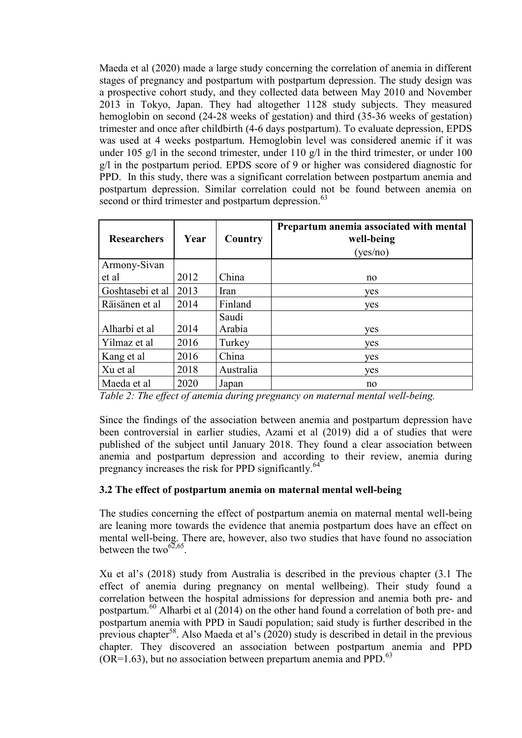Maeda et al (2020) made a large study concerning the correlation of anemia in different stages of pregnancy and postpartum with postpartum depression. The study design was a prospective cohort study, and they collected data between May 2010 and November 2013 in Tokyo, Japan. They had altogether 1128 study subjects. They measured hemoglobin on second (24-28 weeks of gestation) and third (35-36 weeks of gestation) trimester and once after childbirth (4-6 days postpartum). To evaluate depression, EPDS was used at 4 weeks postpartum. Hemoglobin level was considered anemic if it was under 105 g/l in the second trimester, under 110 g/l in the third trimester, or under 100 g/l in the postpartum period. EPDS score of 9 or higher was considered diagnostic for PPD. In this study, there was a significant correlation between postpartum anemia and postpartum depression. Similar correlation could not be found between anemia on second or third trimester and postpartum depression.[63]

| Researchers | Year | Country | Prepartum anemia associated with mental well-being (yes/no) |
|---|---|---|---|
| Armony-Sivan et al | 2012 | China | no |
| Goshtasebi et al | 2013 | Iran | yes |
| Räisänen et al | 2014 | Finland | yes |
| Alharbi et al | 2014 | Saudi Arabia | yes |
| Yilmaz et al | 2016 | Turkey | yes |
| Kang et al | 2016 | China | yes |
| Xu et al | 2018 | Australia | yes |
| Maeda et al | 2020 | Japan | no |

*Table 2: The effect of anemia during pregnancy on maternal mental well-being.*

Since the findings of the association between anemia and postpartum depression have been controversial in earlier studies, Azami et al (2019) did a of studies that were published of the subject until January 2018. They found a clear association between anemia and postpartum depression and according to their review, anemia during pregnancy increases the risk for PPD significantly.[64]

### 3.2 The effect of postpartum anemia on maternal mental well-being

The studies concerning the effect of postpartum anemia on maternal mental well-being are leaning more towards the evidence that anemia postpartum does have an effect on mental well-being. There are, however, also two studies that have found no association between the two[62,65].

Xu et al's (2018) study from Australia is described in the previous chapter (3.1 The effect of anemia during pregnancy on mental wellbeing). Their study found a correlation between the hospital admissions for depression and anemia both pre- and postpartum.[60] Alharbi et al (2014) on the other hand found a correlation of both pre- and postpartum anemia with PPD in Saudi population; said study is further described in the previous chapter[58]. Also Maeda et al's (2020) study is described in detail in the previous chapter. They discovered an association between postpartum anemia and PPD (OR=1.63), but no association between prepartum anemia and PPD.[63]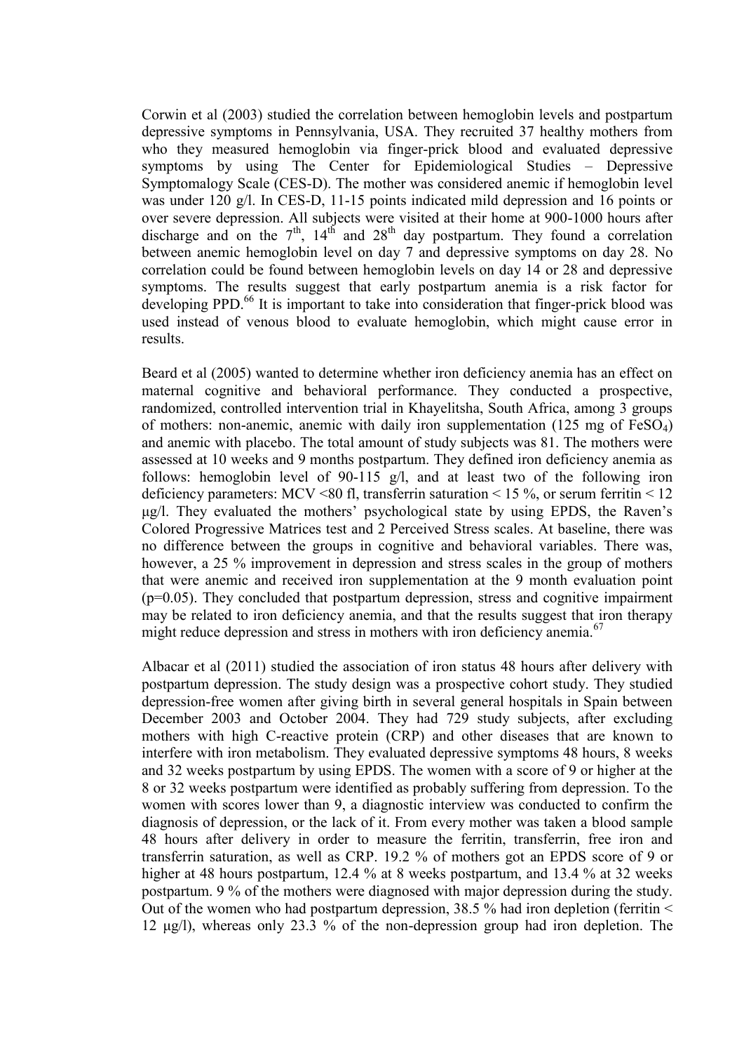Corwin et al (2003) studied the correlation between hemoglobin levels and postpartum depressive symptoms in Pennsylvania, USA. They recruited 37 healthy mothers from who they measured hemoglobin via finger-prick blood and evaluated depressive symptoms by using The Center for Epidemiological Studies – Depressive Symptomalogy Scale (CES-D). The mother was considered anemic if hemoglobin level was under 120 g/l. In CES-D, 11-15 points indicated mild depression and 16 points or over severe depression. All subjects were visited at their home at 900-1000 hours after discharge and on the 7[th], 14[th] and 28[th] day postpartum. They found a correlation between anemic hemoglobin level on day 7 and depressive symptoms on day 28. No correlation could be found between hemoglobin levels on day 14 or 28 and depressive symptoms. The results suggest that early postpartum anemia is a risk factor for developing PPD.[66] It is important to take into consideration that finger-prick blood was used instead of venous blood to evaluate hemoglobin, which might cause error in results.

Beard et al (2005) wanted to determine whether iron deficiency anemia has an effect on maternal cognitive and behavioral performance. They conducted a prospective, randomized, controlled intervention trial in Khayelitsha, South Africa, among 3 groups of mothers: non-anemic, anemic with daily iron supplementation (125 mg of $FeSO_4$) and anemic with placebo. The total amount of study subjects was 81. The mothers were assessed at 10 weeks and 9 months postpartum. They defined iron deficiency anemia as follows: hemoglobin level of 90-115 g/l, and at least two of the following iron deficiency parameters: MCV <80 fl, transferrin saturation < 15 %, or serum ferritin < 12 μg/l. They evaluated the mothers' psychological state by using EPDS, the Raven's Colored Progressive Matrices test and 2 Perceived Stress scales. At baseline, there was no difference between the groups in cognitive and behavioral variables. There was, however, a 25 % improvement in depression and stress scales in the group of mothers that were anemic and received iron supplementation at the 9 month evaluation point ($p=0.05$). They concluded that postpartum depression, stress and cognitive impairment may be related to iron deficiency anemia, and that the results suggest that iron therapy might reduce depression and stress in mothers with iron deficiency anemia.[67]

Albacar et al (2011) studied the association of iron status 48 hours after delivery with postpartum depression. The study design was a prospective cohort study. They studied depression-free women after giving birth in several general hospitals in Spain between December 2003 and October 2004. They had 729 study subjects, after excluding mothers with high C-reactive protein (CRP) and other diseases that are known to interfere with iron metabolism. They evaluated depressive symptoms 48 hours, 8 weeks and 32 weeks postpartum by using EPDS. The women with a score of 9 or higher at the 8 or 32 weeks postpartum were identified as probably suffering from depression. To the women with scores lower than 9, a diagnostic interview was conducted to confirm the diagnosis of depression, or the lack of it. From every mother was taken a blood sample 48 hours after delivery in order to measure the ferritin, transferrin, free iron and transferrin saturation, as well as CRP. 19.2 % of mothers got an EPDS score of 9 or higher at 48 hours postpartum, 12.4 % at 8 weeks postpartum, and 13.4 % at 32 weeks postpartum. 9 % of the mothers were diagnosed with major depression during the study. Out of the women who had postpartum depression, 38.5 % had iron depletion (ferritin < 12 μg/l), whereas only 23.3 % of the non-depression group had iron depletion. The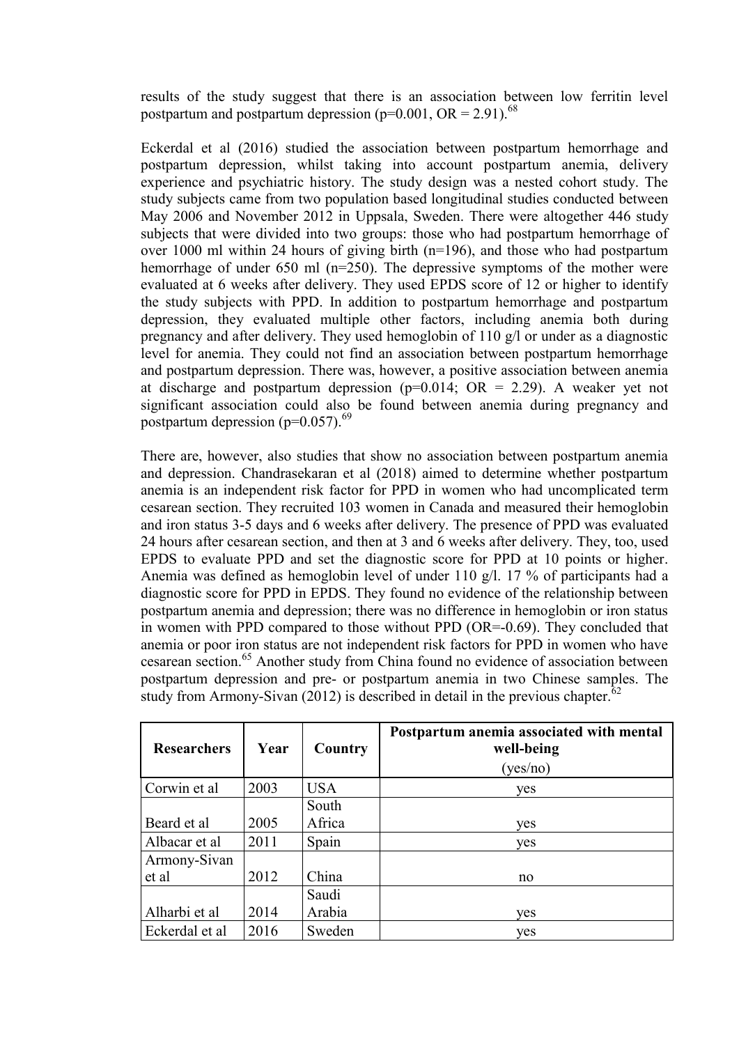results of the study suggest that there is an association between low ferritin level postpartum and postpartum depression ($p=0.001$, OR = 2.91).[68]

Eckerdal et al (2016) studied the association between postpartum hemorrhage and postpartum depression, whilst taking into account postpartum anemia, delivery experience and psychiatric history. The study design was a nested cohort study. The study subjects came from two population based longitudinal studies conducted between May 2006 and November 2012 in Uppsala, Sweden. There were altogether 446 study subjects that were divided into two groups: those who had postpartum hemorrhage of over 1000 ml within 24 hours of giving birth (n=196), and those who had postpartum hemorrhage of under 650 ml (n=250). The depressive symptoms of the mother were evaluated at 6 weeks after delivery. They used EPDS score of 12 or higher to identify the study subjects with PPD. In addition to postpartum hemorrhage and postpartum depression, they evaluated multiple other factors, including anemia both during pregnancy and after delivery. They used hemoglobin of 110 g/l or under as a diagnostic level for anemia. They could not find an association between postpartum hemorrhage and postpartum depression. There was, however, a positive association between anemia at discharge and postpartum depression ($p=0.014$; OR = 2.29). A weaker yet not significant association could also be found between anemia during pregnancy and postpartum depression ($p=0.057$).[69]

There are, however, also studies that show no association between postpartum anemia and depression. Chandrasekaran et al (2018) aimed to determine whether postpartum anemia is an independent risk factor for PPD in women who had uncomplicated term cesarean section. They recruited 103 women in Canada and measured their hemoglobin and iron status 3-5 days and 6 weeks after delivery. The presence of PPD was evaluated 24 hours after cesarean section, and then at 3 and 6 weeks after delivery. They, too, used EPDS to evaluate PPD and set the diagnostic score for PPD at 10 points or higher. Anemia was defined as hemoglobin level of under 110 g/l. 17 % of participants had a diagnostic score for PPD in EPDS. They found no evidence of the relationship between postpartum anemia and depression; there was no difference in hemoglobin or iron status in women with PPD compared to those without PPD (OR=-0.69). They concluded that anemia or poor iron status are not independent risk factors for PPD in women who have cesarean section.[65] Another study from China found no evidence of association between postpartum depression and pre- or postpartum anemia in two Chinese samples. The study from Armony-Sivan (2012) is described in detail in the previous chapter.[62]

| Researchers | Year | Country | Postpartum anemia associated with mental well-being (yes/no) |
|---|---|---|---|
| Corwin et al | 2003 | USA | yes |
| Beard et al | 2005 | South Africa | yes |
| Albacar et al | 2011 | Spain | yes |
| Armony-Sivan et al | 2012 | China | no |
| Alharbi et al | 2014 | Saudi Arabia | yes |
| Eckerdal et al | 2016 | Sweden | yes |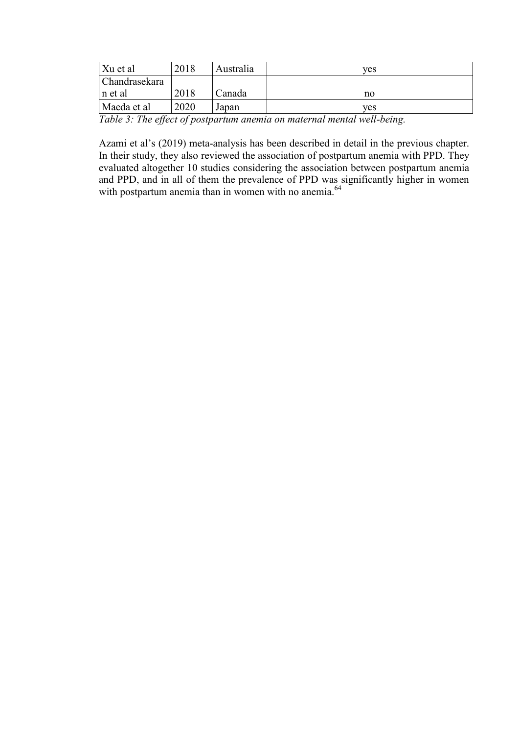| | | | |
|---|---|---|---|
| Xu et al | 2018 | Australia | yes |
| Chandrasekaran et al | 2018 | Canada | no |
| Maeda et al | 2020 | Japan | yes |

*Table 3: The effect of postpartum anemia on maternal mental well-being.*

Azami et al's (2019) meta-analysis has been described in detail in the previous chapter. In their study, they also reviewed the association of postpartum anemia with PPD. They evaluated altogether 10 studies considering the association between postpartum anemia and PPD, and in all of them the prevalence of PPD was significantly higher in women with postpartum anemia than in women with no anemia.[64]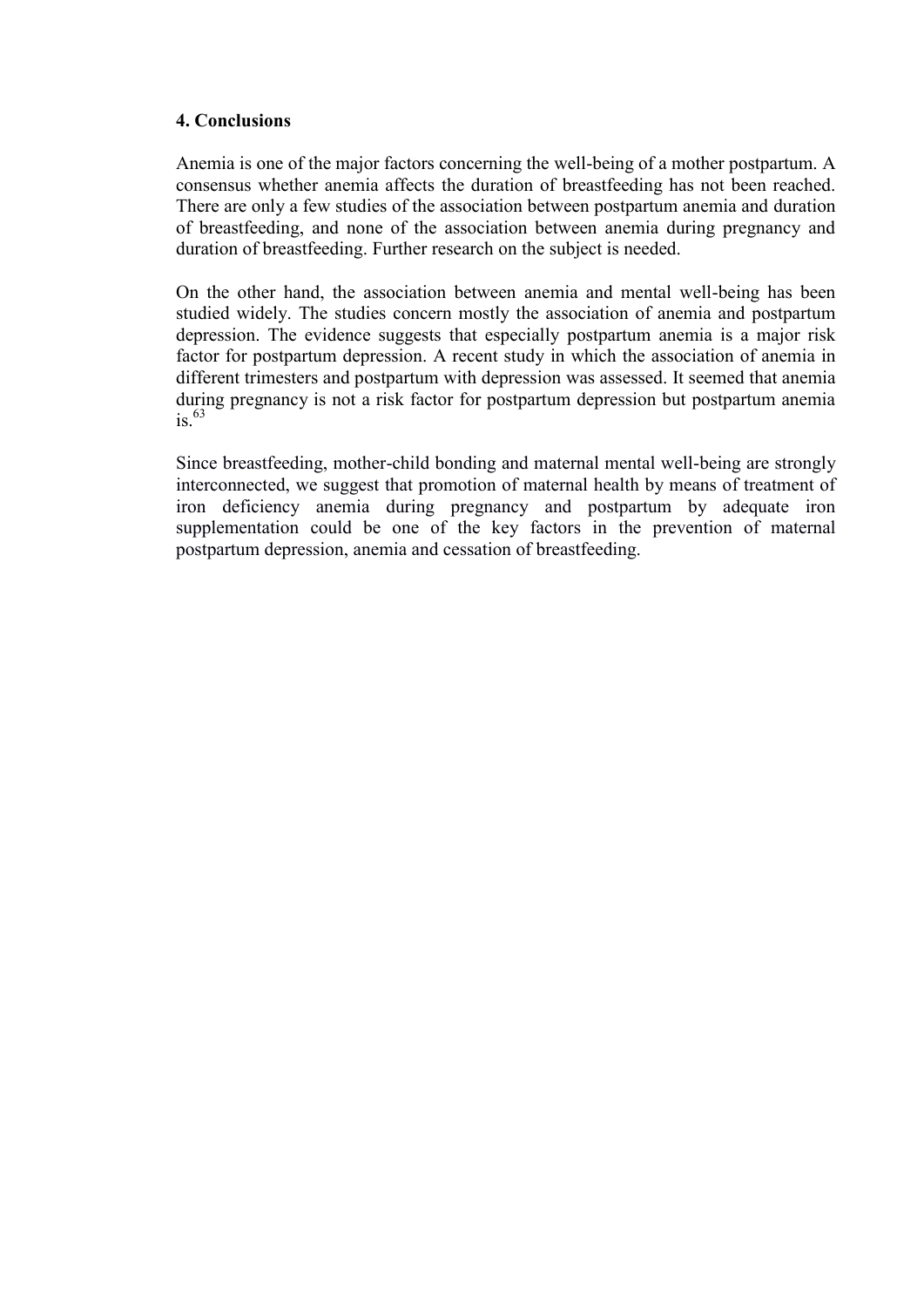## 4. Conclusions

Anemia is one of the major factors concerning the well-being of a mother postpartum. A consensus whether anemia affects the duration of breastfeeding has not been reached. There are only a few studies of the association between postpartum anemia and duration of breastfeeding, and none of the association between anemia during pregnancy and duration of breastfeeding. Further research on the subject is needed.

On the other hand, the association between anemia and mental well-being has been studied widely. The studies concern mostly the association of anemia and postpartum depression. The evidence suggests that especially postpartum anemia is a major risk factor for postpartum depression. A recent study in which the association of anemia in different trimesters and postpartum with depression was assessed. It seemed that anemia during pregnancy is not a risk factor for postpartum depression but postpartum anemia is.[63]

Since breastfeeding, mother-child bonding and maternal mental well-being are strongly interconnected, we suggest that promotion of maternal health by means of treatment of iron deficiency anemia during pregnancy and postpartum by adequate iron supplementation could be one of the key factors in the prevention of maternal postpartum depression, anemia and cessation of breastfeeding.